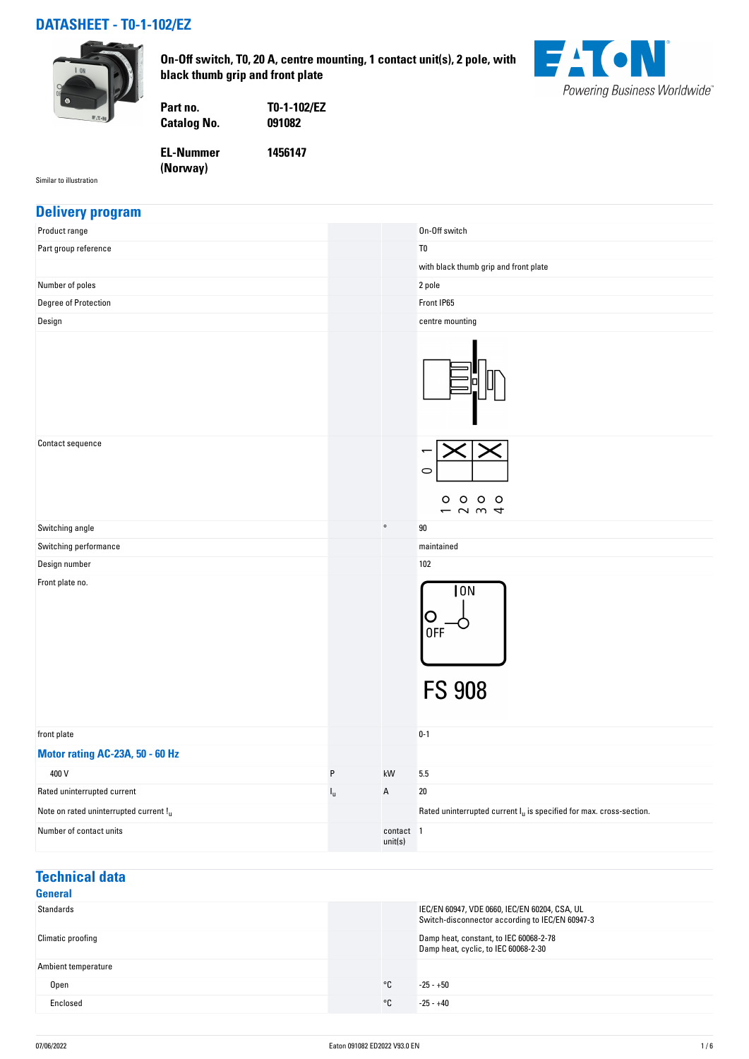# DATASHEET - T0-1-102/EZ

**On-Off switch, T0, 20 A, centre mounting, 1 contact unit(s), 2 pole, with black thumb grip and front plate**

| | |
|---|---|
| **Part no.** | **T0-1-102/EZ** |
| **Catalog No.** | **091082** |
| **EL-Nummer (Norway)** | **1456147** |

Similar to illustration

## Delivery program

| | | | |
|---|---|---|---|
| Product range | | | On-Off switch |
| Part group reference | | | T0 |
| | | | with black thumb grip and front plate |
| Number of poles | | | 2 pole |
| Degree of Protection | | | Front IP65 |
| Design | | | centre mounting |
| Contact sequence | | | |
| Switching angle | | ° | 90 |
| Switching performance | | | maintained |
| Design number | | | 102 |
| Front plate no. | | | FS 908 |
| front plate | | | 0-1 |
| **Motor rating AC-23A, 50 - 60 Hz** | | | |
| 400 V | P | kW | 5.5 |
| Rated uninterrupted current | $I_u$ | A | 20 |
| Note on rated uninterrupted current $I_u$ | | | Rated uninterrupted current $I_u$ is specified for max. cross-section. |
| Number of contact units | | contact unit(s) | 1 |

## Technical data

### General

| | | | |
|---|---|---|---|
| Standards | | | IEC/EN 60947, VDE 0660, IEC/EN 60204, CSA, UL<br>Switch-disconnector according to IEC/EN 60947-3 |
| Climatic proofing | | | Damp heat, constant, to IEC 60068-2-78<br>Damp heat, cyclic, to IEC 60068-2-30 |
| Ambient temperature | | | |
| Open | | °C | -25 - +50 |
| Enclosed | | °C | -25 - +40 |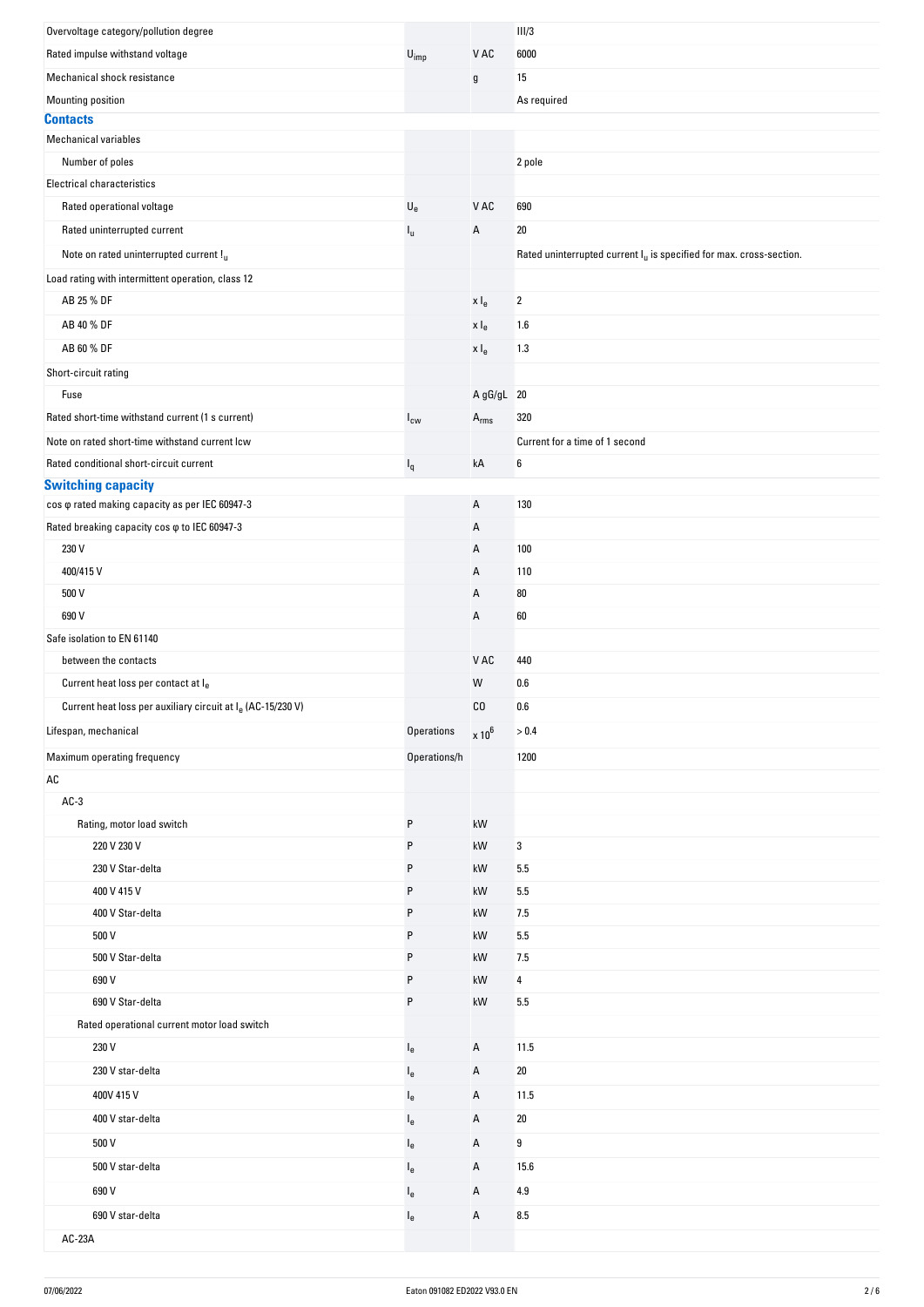| | | | |
|---|---|---|---|
| Overvoltage category/pollution degree | | | III/3 |
| Rated impulse withstand voltage | $U_{imp}$ | V AC | 6000 |
| Mechanical shock resistance | | g | 15 |
| Mounting position | | | As required |

## Contacts

| | | | |
|---|---|---|---|
| Mechanical variables | | | |
| Number of poles | | | 2 pole |
| Electrical characteristics | | | |
| Rated operational voltage | $U_e$ | V AC | 690 |
| Rated uninterrupted current | $I_u$ | A | 20 |
| Note on rated uninterrupted current $I_u$ | | | Rated uninterrupted current $I_u$ is specified for max. cross-section. |
| Load rating with intermittent operation, class 12 | | | |
| AB 25 % DF | | x $I_e$ | 2 |
| AB 40 % DF | | x $I_e$ | 1.6 |
| AB 60 % DF | | x $I_e$ | 1.3 |
| Short-circuit rating | | | |
| Fuse | | A gG/gL | 20 |
| Rated short-time withstand current (1 s current) | $I_{cw}$ | $A_{rms}$ | 320 |
| Note on rated short-time withstand current Icw | | | Current for a time of 1 second |
| Rated conditional short-circuit current | $I_q$ | kA | 6 |

## Switching capacity

| | | | |
|---|---|---|---|
| cos φ rated making capacity as per IEC 60947-3 | | A | 130 |
| Rated breaking capacity cos φ to IEC 60947-3 | | A | |
| 230 V | | A | 100 |
| 400/415 V | | A | 110 |
| 500 V | | A | 80 |
| 690 V | | A | 60 |
| Safe isolation to EN 61140 | | | |
| between the contacts | | V AC | 440 |
| Current heat loss per contact at $I_e$ | | W | 0.6 |
| Current heat loss per auxiliary circuit at $I_e$ (AC-15/230 V) | | CO | 0.6 |
| Lifespan, mechanical | Operations | x $10^6$ | > 0.4 |
| Maximum operating frequency | Operations/h | | 1200 |
| AC | | | |
| AC-3 | | | |
| Rating, motor load switch | P | kW | |
| 220 V 230 V | P | kW | 3 |
| 230 V Star-delta | P | kW | 5.5 |
| 400 V 415 V | P | kW | 5.5 |
| 400 V Star-delta | P | kW | 7.5 |
| 500 V | P | kW | 5.5 |
| 500 V Star-delta | P | kW | 7.5 |
| 690 V | P | kW | 4 |
| 690 V Star-delta | P | kW | 5.5 |
| Rated operational current motor load switch | | | |
| 230 V | $I_e$ | A | 11.5 |
| 230 V star-delta | $I_e$ | A | 20 |
| 400V 415 V | $I_e$ | A | 11.5 |
| 400 V star-delta | $I_e$ | A | 20 |
| 500 V | $I_e$ | A | 9 |
| 500 V star-delta | $I_e$ | A | 15.6 |
| 690 V | $I_e$ | A | 4.9 |
| 690 V star-delta | $I_e$ | A | 8.5 |
| AC-23A | | | |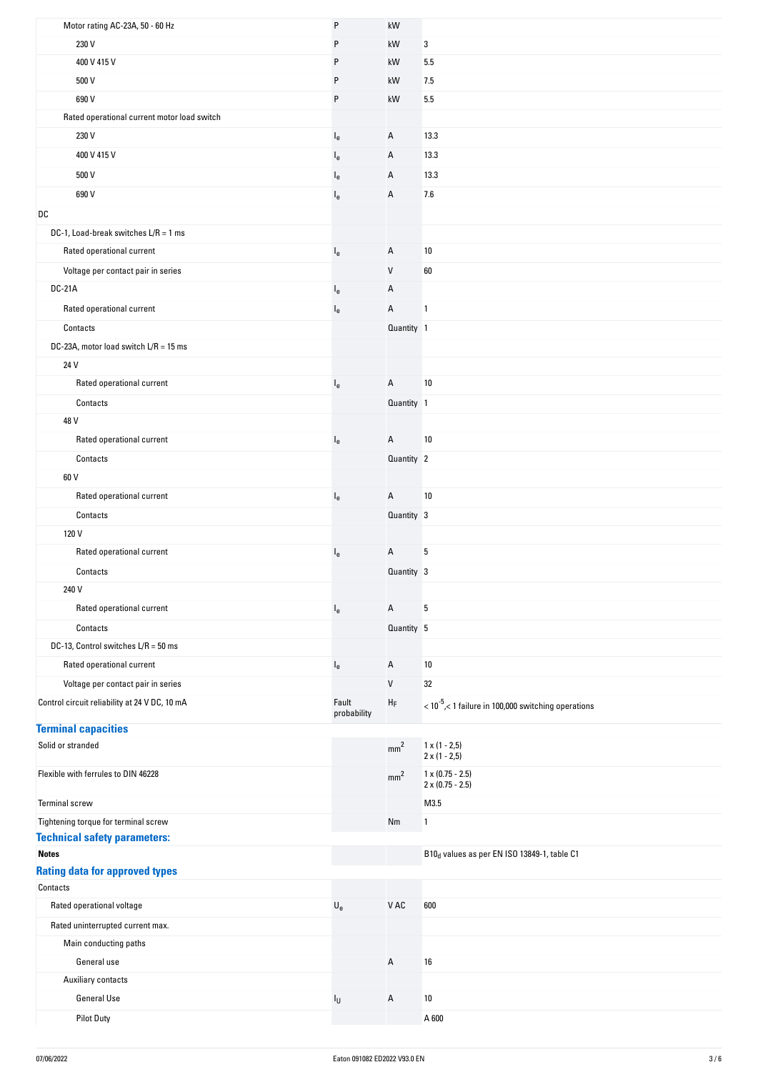| | | | |
|---|---|---|---|
| Motor rating AC-23A, 50 - 60 Hz | P | kW | |
| 230 V | P | kW | 3 |
| 400 V 415 V | P | kW | 5.5 |
| 500 V | P | kW | 7.5 |
| 690 V | P | kW | 5.5 |
| Rated operational current motor load switch | | | |
| 230 V | $I_e$ | A | 13.3 |
| 400 V 415 V | $I_e$ | A | 13.3 |
| 500 V | $I_e$ | A | 13.3 |
| 690 V | $I_e$ | A | 7.6 |
| DC | | | |
| DC-1, Load-break switches L/R = 1 ms | | | |
| Rated operational current | $I_e$ | A | 10 |
| Voltage per contact pair in series | | V | 60 |
| DC-21A | $I_e$ | A | |
| Rated operational current | $I_e$ | A | 1 |
| Contacts | | Quantity | 1 |
| DC-23A, motor load switch L/R = 15 ms | | | |
| 24 V | | | |
| Rated operational current | $I_e$ | A | 10 |
| Contacts | | Quantity | 1 |
| 48 V | | | |
| Rated operational current | $I_e$ | A | 10 |
| Contacts | | Quantity | 2 |
| 60 V | | | |
| Rated operational current | $I_e$ | A | 10 |
| Contacts | | Quantity | 3 |
| 120 V | | | |
| Rated operational current | $I_e$ | A | 5 |
| Contacts | | Quantity | 3 |
| 240 V | | | |
| Rated operational current | $I_e$ | A | 5 |
| Contacts | | Quantity | 5 |
| DC-13, Control switches L/R = 50 ms | | | |
| Rated operational current | $I_e$ | A | 10 |
| Voltage per contact pair in series | | V | 32 |
| Control circuit reliability at 24 V DC, 10 mA | Fault probability | $H_F$ | $< 10^{-5}$,< 1 failure in 100,000 switching operations |

## Terminal capacities

| | | | |
|---|---|---|---|
| Solid or stranded | | $mm^2$ | 1 x (1 - 2,5)<br>2 x (1 - 2,5) |
| Flexible with ferrules to DIN 46228 | | $mm^2$ | 1 x (0.75 - 2.5)<br>2 x (0.75 - 2.5) |
| Terminal screw | | | M3.5 |
| Tightening torque for terminal screw | | Nm | 1 |

## Technical safety parameters:

| | | | |
|---|---|---|---|
| **Notes** | | | $B10_d$ values as per EN ISO 13849-1, table C1 |

## Rating data for approved types

| | | | |
|---|---|---|---|
| Contacts | | | |
| Rated operational voltage | $U_e$ | V AC | 600 |
| Rated uninterrupted current max. | | | |
| Main conducting paths | | | |
| General use | | A | 16 |
| Auxiliary contacts | | | |
| General Use | $I_U$ | A | 10 |
| Pilot Duty | | | A 600 |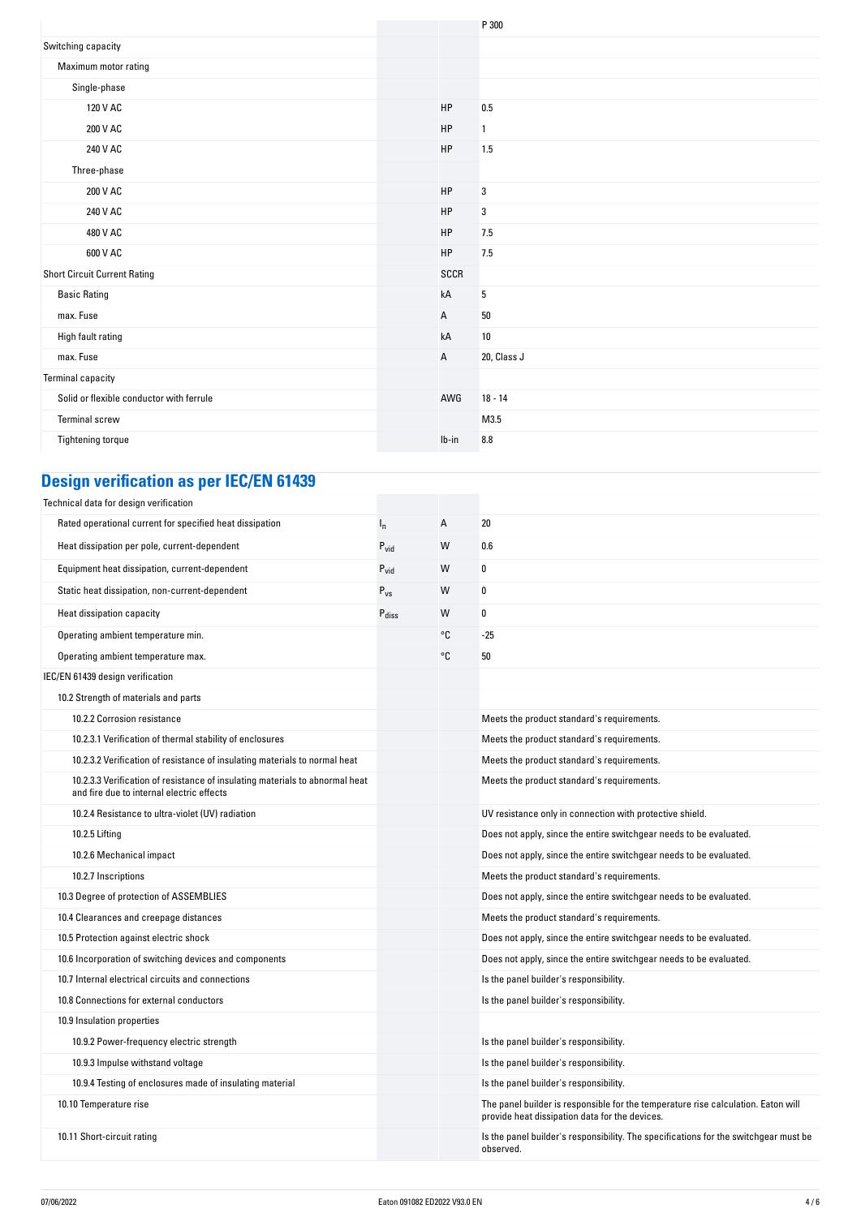| | | | P 300 |
|---|---|---|---|
| Switching capacity | | | |
| Maximum motor rating | | | |
| Single-phase | | | |
| 120 V AC | | HP | 0.5 |
| 200 V AC | | HP | 1 |
| 240 V AC | | HP | 1.5 |
| Three-phase | | | |
| 200 V AC | | HP | 3 |
| 240 V AC | | HP | 3 |
| 480 V AC | | HP | 7.5 |
| 600 V AC | | HP | 7.5 |
| Short Circuit Current Rating | | SCCR | |
| Basic Rating | | kA | 5 |
| max. Fuse | | A | 50 |
| High fault rating | | kA | 10 |
| max. Fuse | | A | 20, Class J |
| Terminal capacity | | | |
| Solid or flexible conductor with ferrule | | AWG | 18 - 14 |
| Terminal screw | | | M3.5 |
| Tightening torque | | lb-in | 8.8 |

## Design verification as per IEC/EN 61439

| | | | |
|---|---|---|---|
| Technical data for design verification | | | |
| Rated operational current for specified heat dissipation | $I_n$ | A | 20 |
| Heat dissipation per pole, current-dependent | $P_{vid}$ | W | 0.6 |
| Equipment heat dissipation, current-dependent | $P_{vid}$ | W | 0 |
| Static heat dissipation, non-current-dependent | $P_{vs}$ | W | 0 |
| Heat dissipation capacity | $P_{diss}$ | W | 0 |
| Operating ambient temperature min. | | °C | -25 |
| Operating ambient temperature max. | | °C | 50 |
| IEC/EN 61439 design verification | | | |
| 10.2 Strength of materials and parts | | | |
| 10.2.2 Corrosion resistance | | | Meets the product standard's requirements. |
| 10.2.3.1 Verification of thermal stability of enclosures | | | Meets the product standard's requirements. |
| 10.2.3.2 Verification of resistance of insulating materials to normal heat | | | Meets the product standard's requirements. |
| 10.2.3.3 Verification of resistance of insulating materials to abnormal heat and fire due to internal electric effects | | | Meets the product standard's requirements. |
| 10.2.4 Resistance to ultra-violet (UV) radiation | | | UV resistance only in connection with protective shield. |
| 10.2.5 Lifting | | | Does not apply, since the entire switchgear needs to be evaluated. |
| 10.2.6 Mechanical impact | | | Does not apply, since the entire switchgear needs to be evaluated. |
| 10.2.7 Inscriptions | | | Meets the product standard's requirements. |
| 10.3 Degree of protection of ASSEMBLIES | | | Does not apply, since the entire switchgear needs to be evaluated. |
| 10.4 Clearances and creepage distances | | | Meets the product standard's requirements. |
| 10.5 Protection against electric shock | | | Does not apply, since the entire switchgear needs to be evaluated. |
| 10.6 Incorporation of switching devices and components | | | Does not apply, since the entire switchgear needs to be evaluated. |
| 10.7 Internal electrical circuits and connections | | | Is the panel builder's responsibility. |
| 10.8 Connections for external conductors | | | Is the panel builder's responsibility. |
| 10.9 Insulation properties | | | |
| 10.9.2 Power-frequency electric strength | | | Is the panel builder's responsibility. |
| 10.9.3 Impulse withstand voltage | | | Is the panel builder's responsibility. |
| 10.9.4 Testing of enclosures made of insulating material | | | Is the panel builder's responsibility. |
| 10.10 Temperature rise | | | The panel builder is responsible for the temperature rise calculation. Eaton will provide heat dissipation data for the devices. |
| 10.11 Short-circuit rating | | | Is the panel builder's responsibility. The specifications for the switchgear must be observed. |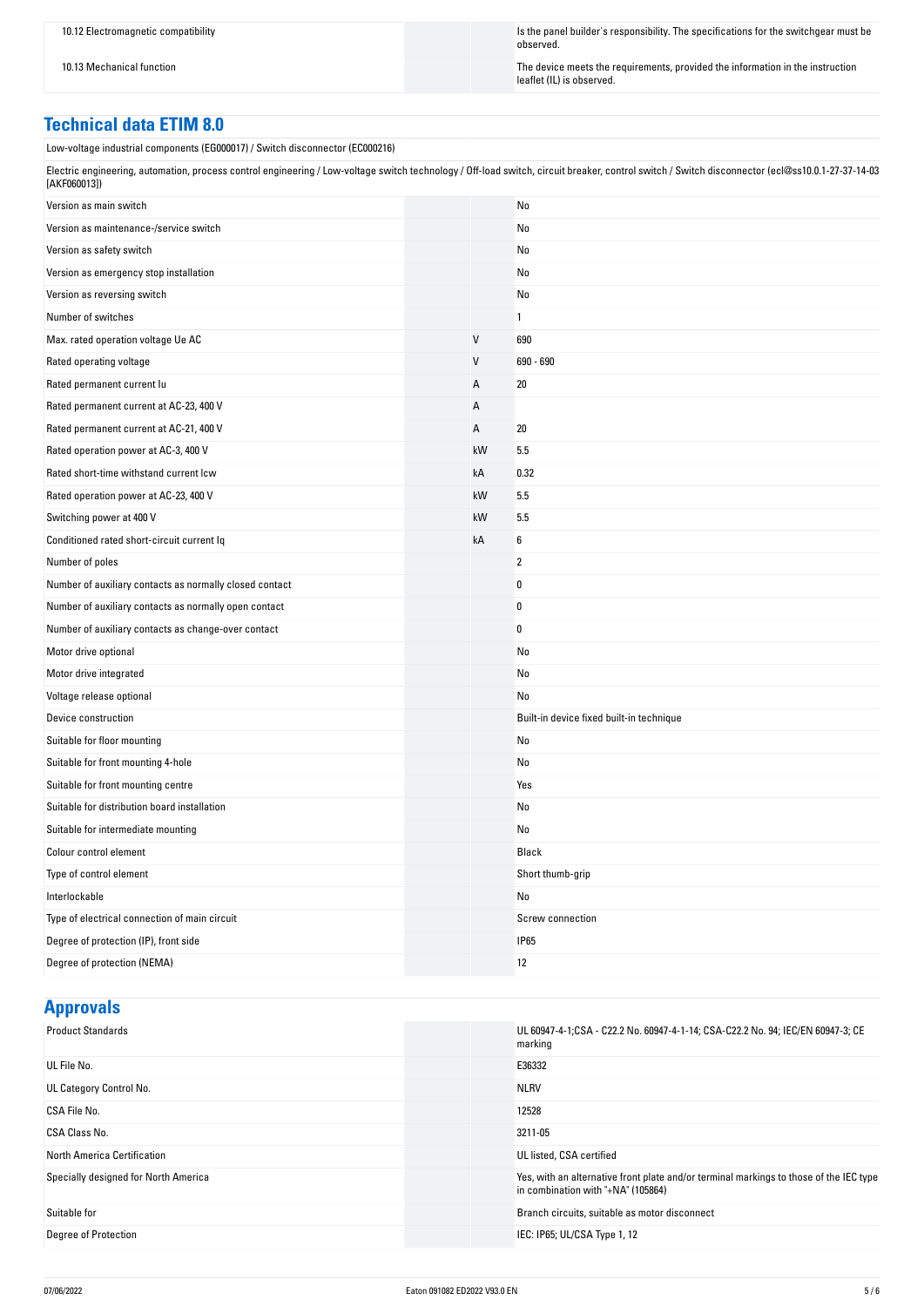| | | |
|---|---|---|
| 10.12 Electromagnetic compatibility | | Is the panel builder's responsibility. The specifications for the switchgear must be observed. |
| 10.13 Mechanical function | | The device meets the requirements, provided the information in the instruction leaflet (IL) is observed. |

## Technical data ETIM 8.0

Low-voltage industrial components (EG000017) / Switch disconnector (EC000216)

Electric engineering, automation, process control engineering / Low-voltage switch technology / Off-load switch, circuit breaker, control switch / Switch disconnector (ecl@ss10.0.1-27-37-14-03 [AKF060013])

| | | |
|---|---|---|
| Version as main switch | | No |
| Version as maintenance-/service switch | | No |
| Version as safety switch | | No |
| Version as emergency stop installation | | No |
| Version as reversing switch | | No |
| Number of switches | | 1 |
| Max. rated operation voltage Ue AC | V | 690 |
| Rated operating voltage | V | 690 - 690 |
| Rated permanent current Iu | A | 20 |
| Rated permanent current at AC-23, 400 V | A | |
| Rated permanent current at AC-21, 400 V | A | 20 |
| Rated operation power at AC-3, 400 V | kW | 5.5 |
| Rated short-time withstand current Icw | kA | 0.32 |
| Rated operation power at AC-23, 400 V | kW | 5.5 |
| Switching power at 400 V | kW | 5.5 |
| Conditioned rated short-circuit current Iq | kA | 6 |
| Number of poles | | 2 |
| Number of auxiliary contacts as normally closed contact | | 0 |
| Number of auxiliary contacts as normally open contact | | 0 |
| Number of auxiliary contacts as change-over contact | | 0 |
| Motor drive optional | | No |
| Motor drive integrated | | No |
| Voltage release optional | | No |
| Device construction | | Built-in device fixed built-in technique |
| Suitable for floor mounting | | No |
| Suitable for front mounting 4-hole | | No |
| Suitable for front mounting centre | | Yes |
| Suitable for distribution board installation | | No |
| Suitable for intermediate mounting | | No |
| Colour control element | | Black |
| Type of control element | | Short thumb-grip |
| Interlockable | | No |
| Type of electrical connection of main circuit | | Screw connection |
| Degree of protection (IP), front side | | IP65 |
| Degree of protection (NEMA) | | 12 |

## Approvals

| | | |
|---|---|---|
| Product Standards | | UL 60947-4-1;CSA - C22.2 No. 60947-4-1-14; CSA-C22.2 No. 94; IEC/EN 60947-3; CE marking |
| UL File No. | | E36332 |
| UL Category Control No. | | NLRV |
| CSA File No. | | 12528 |
| CSA Class No. | | 3211-05 |
| North America Certification | | UL listed, CSA certified |
| Specially designed for North America | | Yes, with an alternative front plate and/or terminal markings to those of the IEC type in combination with "+NA" (105864) |
| Suitable for | | Branch circuits, suitable as motor disconnect |
| Degree of Protection | | IEC: IP65; UL/CSA Type 1, 12 |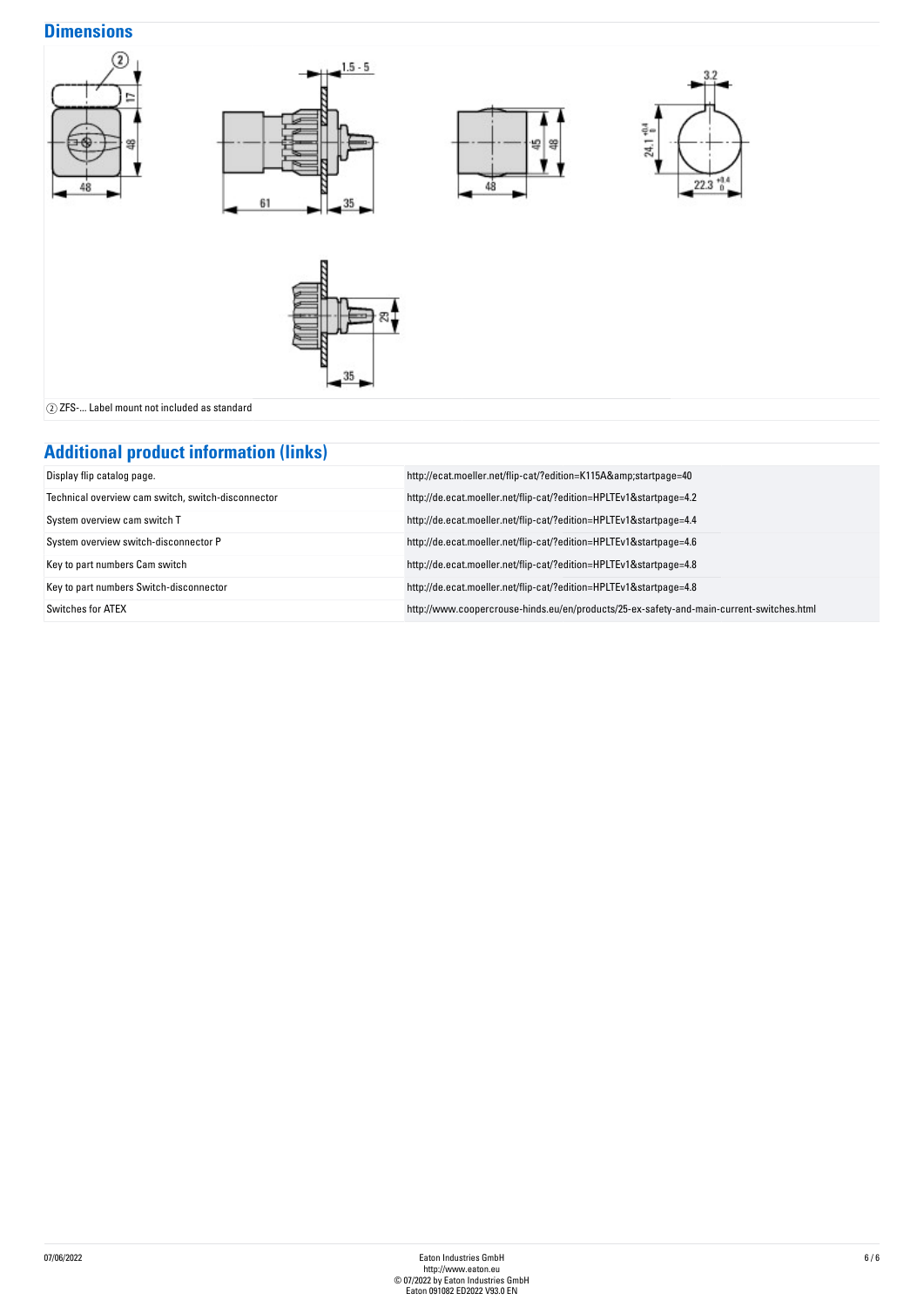## Dimensions

48

17

48

61

1.5 - 5

35

48

45

48

3.2

$24.1^{+0.4}_{0}$

$22.3^{+0.4}_{0}$

35

29

② ZFS-... Label mount not included as standard

## Additional product information (links)

| | |
|---|---|
| Display flip catalog page. | http://ecat.moeller.net/flip-cat/?edition=K115A&amp;startpage=40 |
| Technical overview cam switch, switch-disconnector | http://de.ecat.moeller.net/flip-cat/?edition=HPLTEv1&startpage=4.2 |
| System overview cam switch T | http://de.ecat.moeller.net/flip-cat/?edition=HPLTEv1&startpage=4.4 |
| System overview switch-disconnector P | http://de.ecat.moeller.net/flip-cat/?edition=HPLTEv1&startpage=4.6 |
| Key to part numbers Cam switch | http://de.ecat.moeller.net/flip-cat/?edition=HPLTEv1&startpage=4.8 |
| Key to part numbers Switch-disconnector | http://de.ecat.moeller.net/flip-cat/?edition=HPLTEv1&startpage=4.8 |
| Switches for ATEX | http://www.coopercrouse-hinds.eu/en/products/25-ex-safety-and-main-current-switches.html |